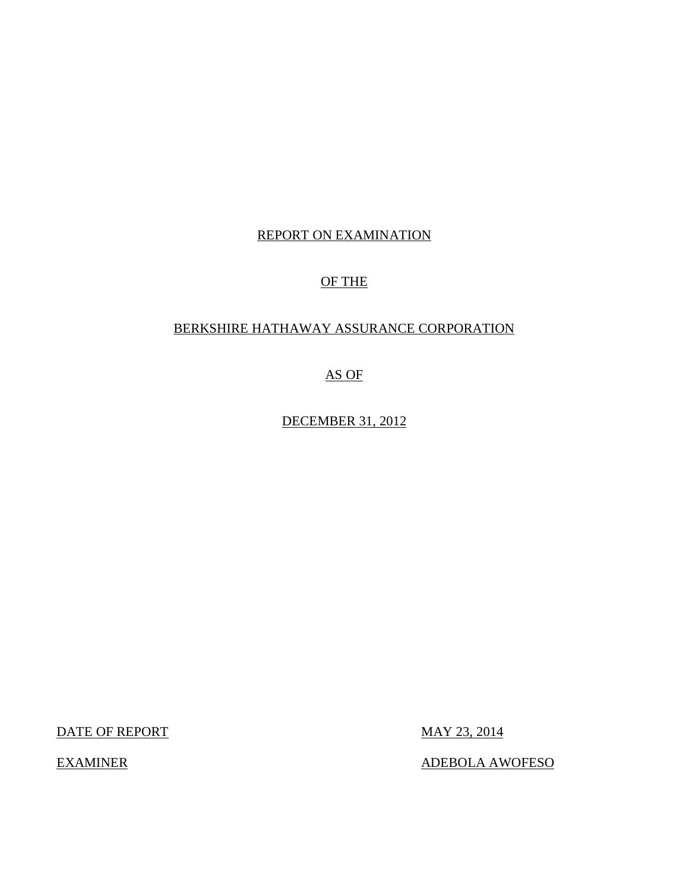REPORT ON EXAMINATION

OF THE

BERKSHIRE HATHAWAY ASSURANCE CORPORATION

AS OF

DECEMBER 31, 2012

| | |
|---|---|
| DATE OF REPORT | MAY 23, 2014 |
| EXAMINER | ADEBOLA AWOFESO |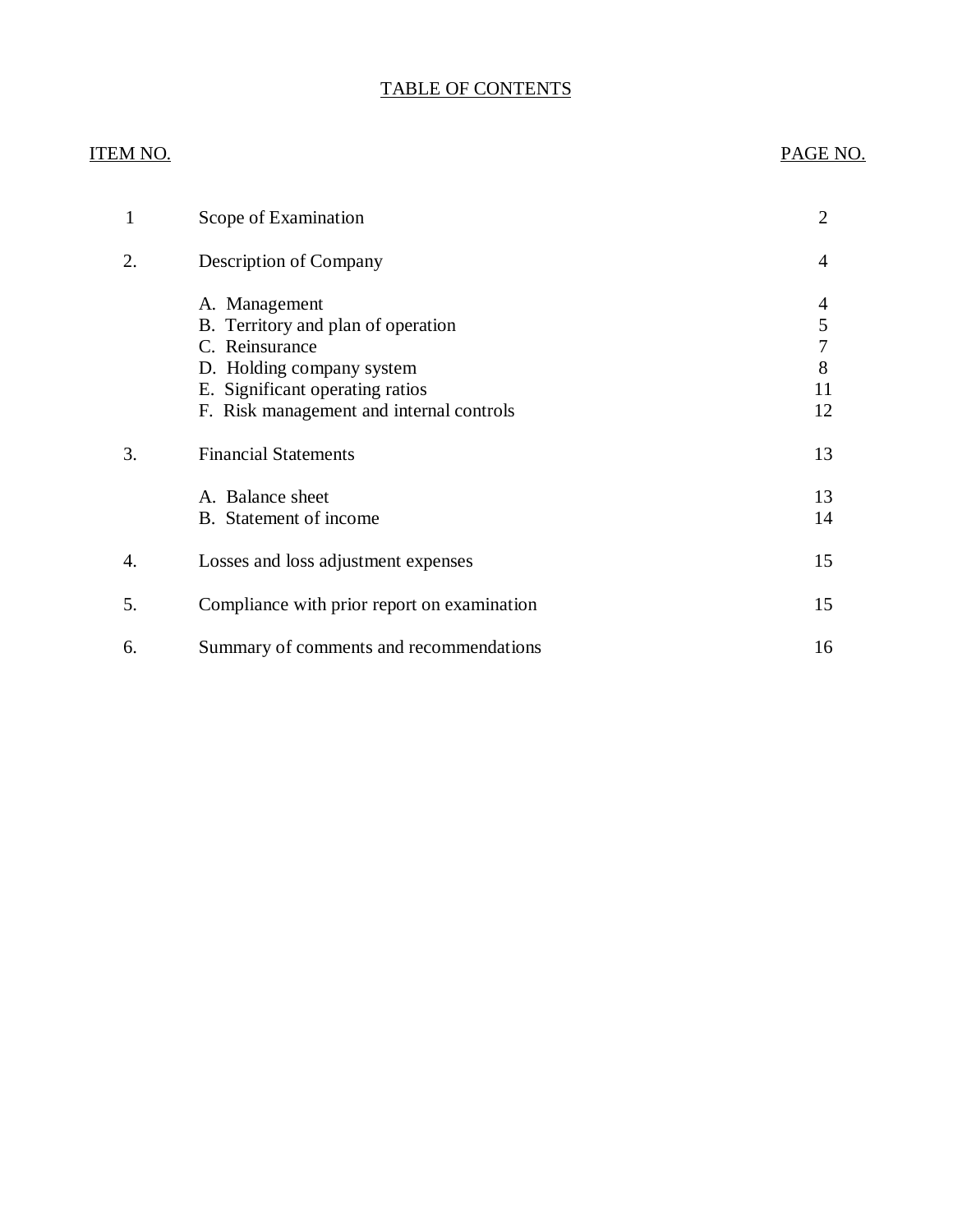# TABLE OF CONTENTS

| ITEM NO. | | PAGE NO. |
|---|---|---|
| 1 | Scope of Examination | 2 |
| 2. | Description of Company | 4 |
| | A. Management | 4 |
| | B. Territory and plan of operation | 5 |
| | C. Reinsurance | 7 |
| | D. Holding company system | 8 |
| | E. Significant operating ratios | 11 |
| | F. Risk management and internal controls | 12 |
| 3. | Financial Statements | 13 |
| | A. Balance sheet | 13 |
| | B. Statement of income | 14 |
| 4. | Losses and loss adjustment expenses | 15 |
| 5. | Compliance with prior report on examination | 15 |
| 6. | Summary of comments and recommendations | 16 |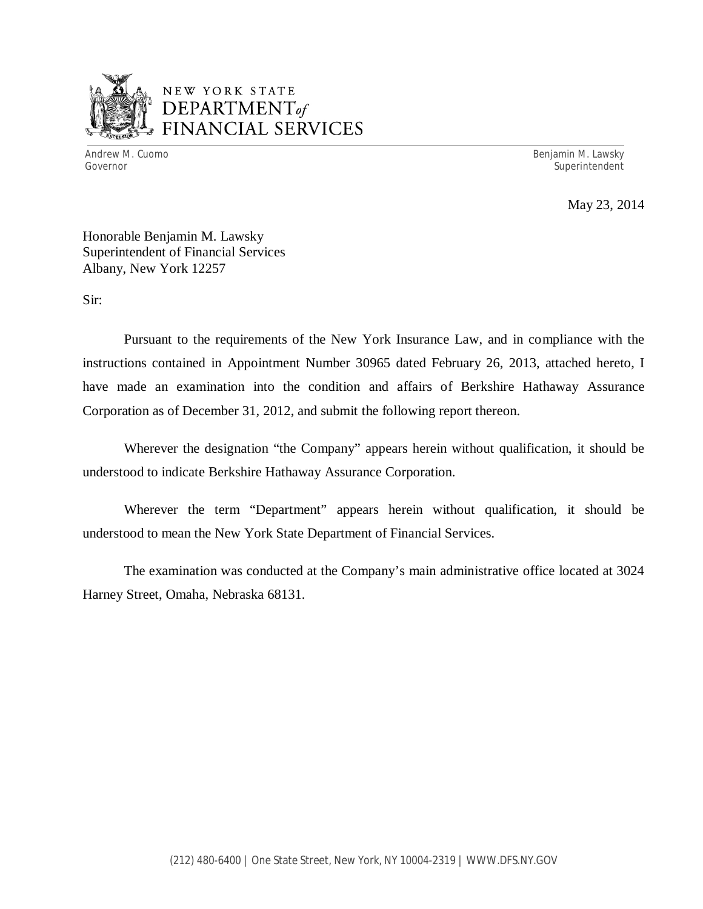NEW YORK STATE
DEPARTMENT *of*
FINANCIAL SERVICES

Andrew M. Cuomo
Governor

Benjamin M. Lawsky
Superintendent

May 23, 2014

Honorable Benjamin M. Lawsky
Superintendent of Financial Services
Albany, New York 12257

Sir:

Pursuant to the requirements of the New York Insurance Law, and in compliance with the instructions contained in Appointment Number 30965 dated February 26, 2013, attached hereto, I have made an examination into the condition and affairs of Berkshire Hathaway Assurance Corporation as of December 31, 2012, and submit the following report thereon.

Wherever the designation "the Company" appears herein without qualification, it should be understood to indicate Berkshire Hathaway Assurance Corporation.

Wherever the term "Department" appears herein without qualification, it should be understood to mean the New York State Department of Financial Services.

The examination was conducted at the Company's main administrative office located at 3024 Harney Street, Omaha, Nebraska 68131.

(212) 480-6400 | One State Street, New York, NY 10004-2319 | WWW.DFS.NY.GOV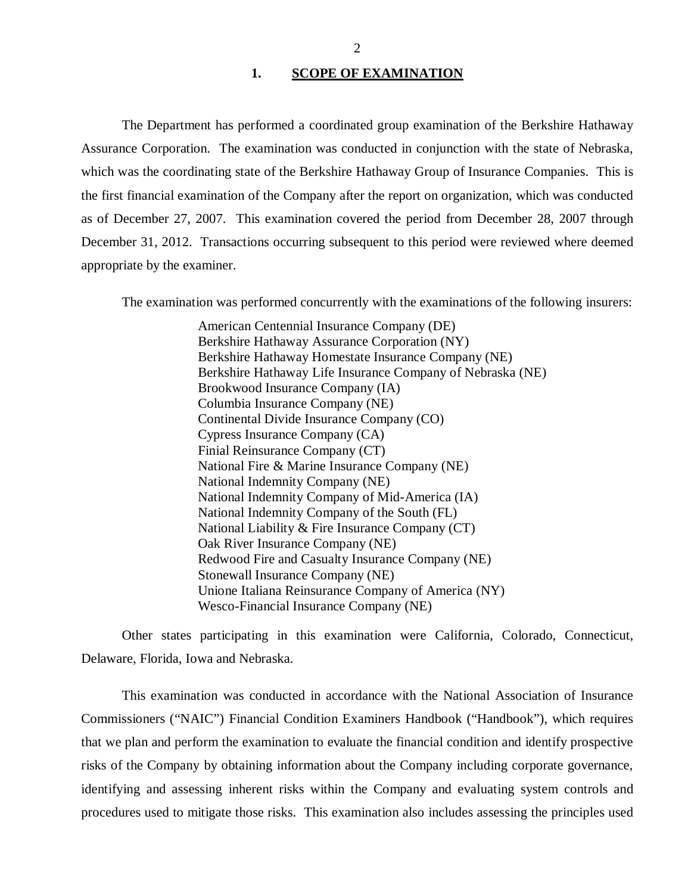## 1. SCOPE OF EXAMINATION

The Department has performed a coordinated group examination of the Berkshire Hathaway Assurance Corporation. The examination was conducted in conjunction with the state of Nebraska, which was the coordinating state of the Berkshire Hathaway Group of Insurance Companies. This is the first financial examination of the Company after the report on organization, which was conducted as of December 27, 2007. This examination covered the period from December 28, 2007 through December 31, 2012. Transactions occurring subsequent to this period were reviewed where deemed appropriate by the examiner.

The examination was performed concurrently with the examinations of the following insurers:

American Centennial Insurance Company (DE)
Berkshire Hathaway Assurance Corporation (NY)
Berkshire Hathaway Homestate Insurance Company (NE)
Berkshire Hathaway Life Insurance Company of Nebraska (NE)
Brookwood Insurance Company (IA)
Columbia Insurance Company (NE)
Continental Divide Insurance Company (CO)
Cypress Insurance Company (CA)
Finial Reinsurance Company (CT)
National Fire & Marine Insurance Company (NE)
National Indemnity Company (NE)
National Indemnity Company of Mid-America (IA)
National Indemnity Company of the South (FL)
National Liability & Fire Insurance Company (CT)
Oak River Insurance Company (NE)
Redwood Fire and Casualty Insurance Company (NE)
Stonewall Insurance Company (NE)
Unione Italiana Reinsurance Company of America (NY)
Wesco-Financial Insurance Company (NE)

Other states participating in this examination were California, Colorado, Connecticut, Delaware, Florida, Iowa and Nebraska.

This examination was conducted in accordance with the National Association of Insurance Commissioners ("NAIC") Financial Condition Examiners Handbook ("Handbook"), which requires that we plan and perform the examination to evaluate the financial condition and identify prospective risks of the Company by obtaining information about the Company including corporate governance, identifying and assessing inherent risks within the Company and evaluating system controls and procedures used to mitigate those risks. This examination also includes assessing the principles used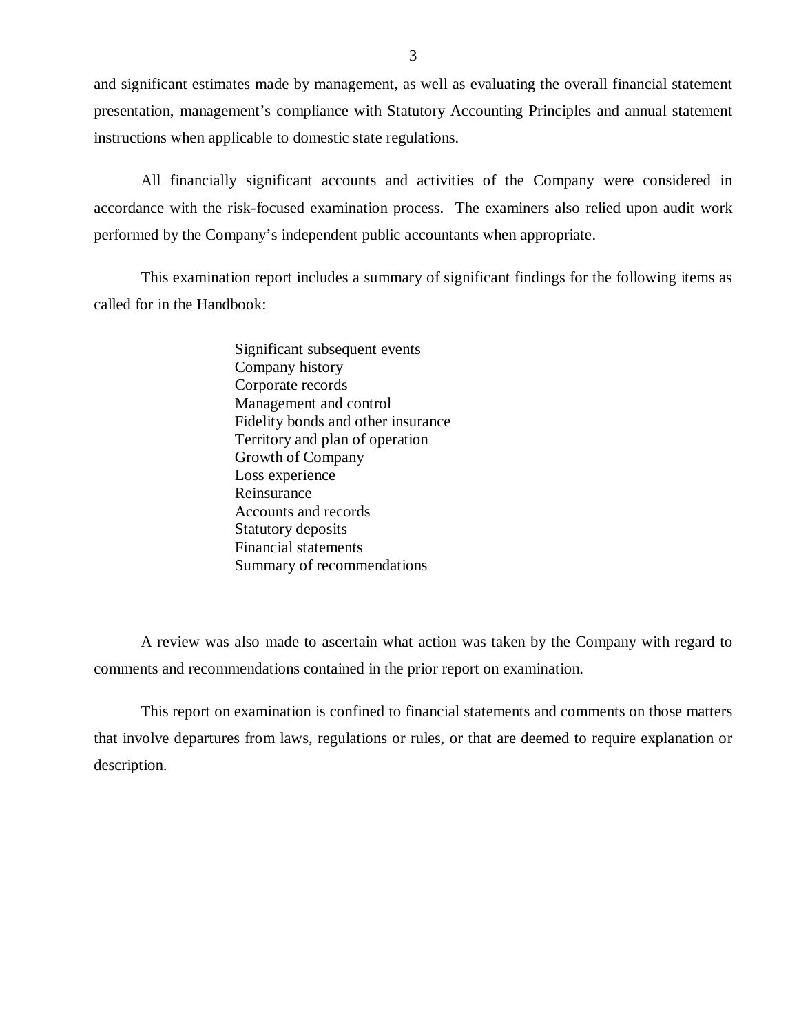and significant estimates made by management, as well as evaluating the overall financial statement presentation, management's compliance with Statutory Accounting Principles and annual statement instructions when applicable to domestic state regulations.

All financially significant accounts and activities of the Company were considered in accordance with the risk-focused examination process. The examiners also relied upon audit work performed by the Company's independent public accountants when appropriate.

This examination report includes a summary of significant findings for the following items as called for in the Handbook:

- Significant subsequent events
- Company history
- Corporate records
- Management and control
- Fidelity bonds and other insurance
- Territory and plan of operation
- Growth of Company
- Loss experience
- Reinsurance
- Accounts and records
- Statutory deposits
- Financial statements
- Summary of recommendations

A review was also made to ascertain what action was taken by the Company with regard to comments and recommendations contained in the prior report on examination.

This report on examination is confined to financial statements and comments on those matters that involve departures from laws, regulations or rules, or that are deemed to require explanation or description.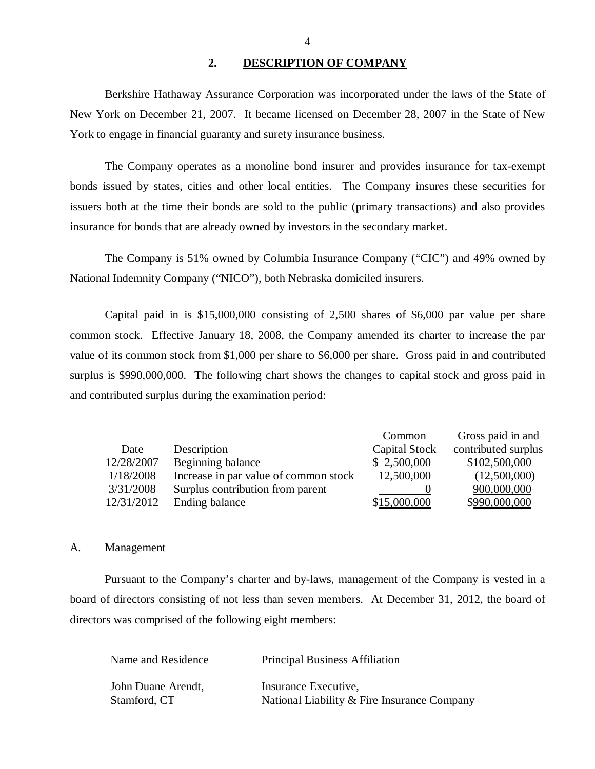## 2. DESCRIPTION OF COMPANY

Berkshire Hathaway Assurance Corporation was incorporated under the laws of the State of New York on December 21, 2007. It became licensed on December 28, 2007 in the State of New York to engage in financial guaranty and surety insurance business.

The Company operates as a monoline bond insurer and provides insurance for tax-exempt bonds issued by states, cities and other local entities. The Company insures these securities for issuers both at the time their bonds are sold to the public (primary transactions) and also provides insurance for bonds that are already owned by investors in the secondary market.

The Company is 51% owned by Columbia Insurance Company ("CIC") and 49% owned by National Indemnity Company ("NICO"), both Nebraska domiciled insurers.

Capital paid in is $15,000,000 consisting of 2,500 shares of $6,000 par value per share common stock. Effective January 18, 2008, the Company amended its charter to increase the par value of its common stock from $1,000 per share to $6,000 per share. Gross paid in and contributed surplus is $990,000,000. The following chart shows the changes to capital stock and gross paid in and contributed surplus during the examination period:

| Date | Description | Common Capital Stock | Gross paid in and contributed surplus |
|---|---|---|---|
| 12/28/2007 | Beginning balance | $ 2,500,000 | $102,500,000 |
| 1/18/2008 | Increase in par value of common stock | 12,500,000 | (12,500,000) |
| 3/31/2008 | Surplus contribution from parent | 0 | 900,000,000 |
| 12/31/2012 | Ending balance | $15,000,000 | $990,000,000 |

### A. Management

Pursuant to the Company's charter and by-laws, management of the Company is vested in a board of directors consisting of not less than seven members. At December 31, 2012, the board of directors was comprised of the following eight members:

| Name and Residence | Principal Business Affiliation |
|---|---|
| John Duane Arendt,<br>Stamford, CT | Insurance Executive,<br>National Liability & Fire Insurance Company |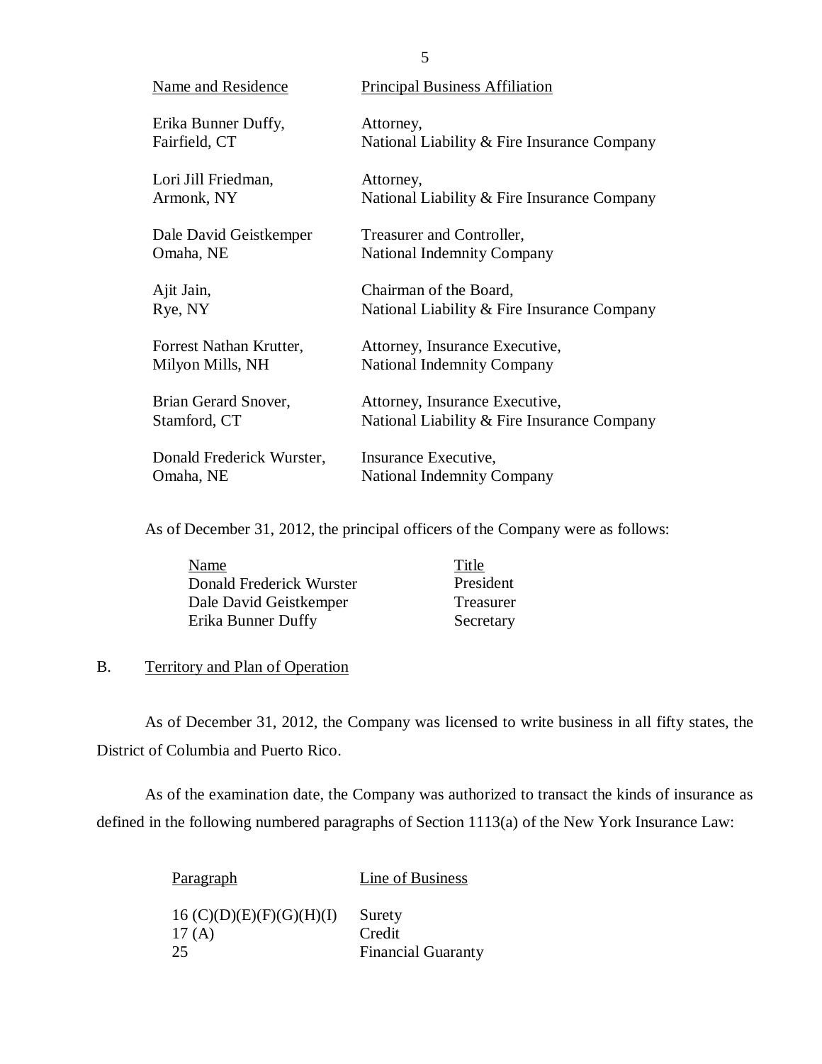| Name and Residence | Principal Business Affiliation |
| --- | --- |
| Erika Bunner Duffy, Fairfield, CT | Attorney, National Liability & Fire Insurance Company |
| Lori Jill Friedman, Armonk, NY | Attorney, National Liability & Fire Insurance Company |
| Dale David Geistkemper Omaha, NE | Treasurer and Controller, National Indemnity Company |
| Ajit Jain, Rye, NY | Chairman of the Board, National Liability & Fire Insurance Company |
| Forrest Nathan Krutter, Milyon Mills, NH | Attorney, Insurance Executive, National Indemnity Company |
| Brian Gerard Snover, Stamford, CT | Attorney, Insurance Executive, National Liability & Fire Insurance Company |
| Donald Frederick Wurster, Omaha, NE | Insurance Executive, National Indemnity Company |

As of December 31, 2012, the principal officers of the Company were as follows:

| Name | Title |
| --- | --- |
| Donald Frederick Wurster | President |
| Dale David Geistkemper | Treasurer |
| Erika Bunner Duffy | Secretary |

## B. Territory and Plan of Operation

As of December 31, 2012, the Company was licensed to write business in all fifty states, the District of Columbia and Puerto Rico.

As of the examination date, the Company was authorized to transact the kinds of insurance as defined in the following numbered paragraphs of Section 1113(a) of the New York Insurance Law:

| Paragraph | Line of Business |
| --- | --- |
| 16 (C)(D)(E)(F)(G)(H)(I) | Surety |
| 17 (A) | Credit |
| 25 | Financial Guaranty |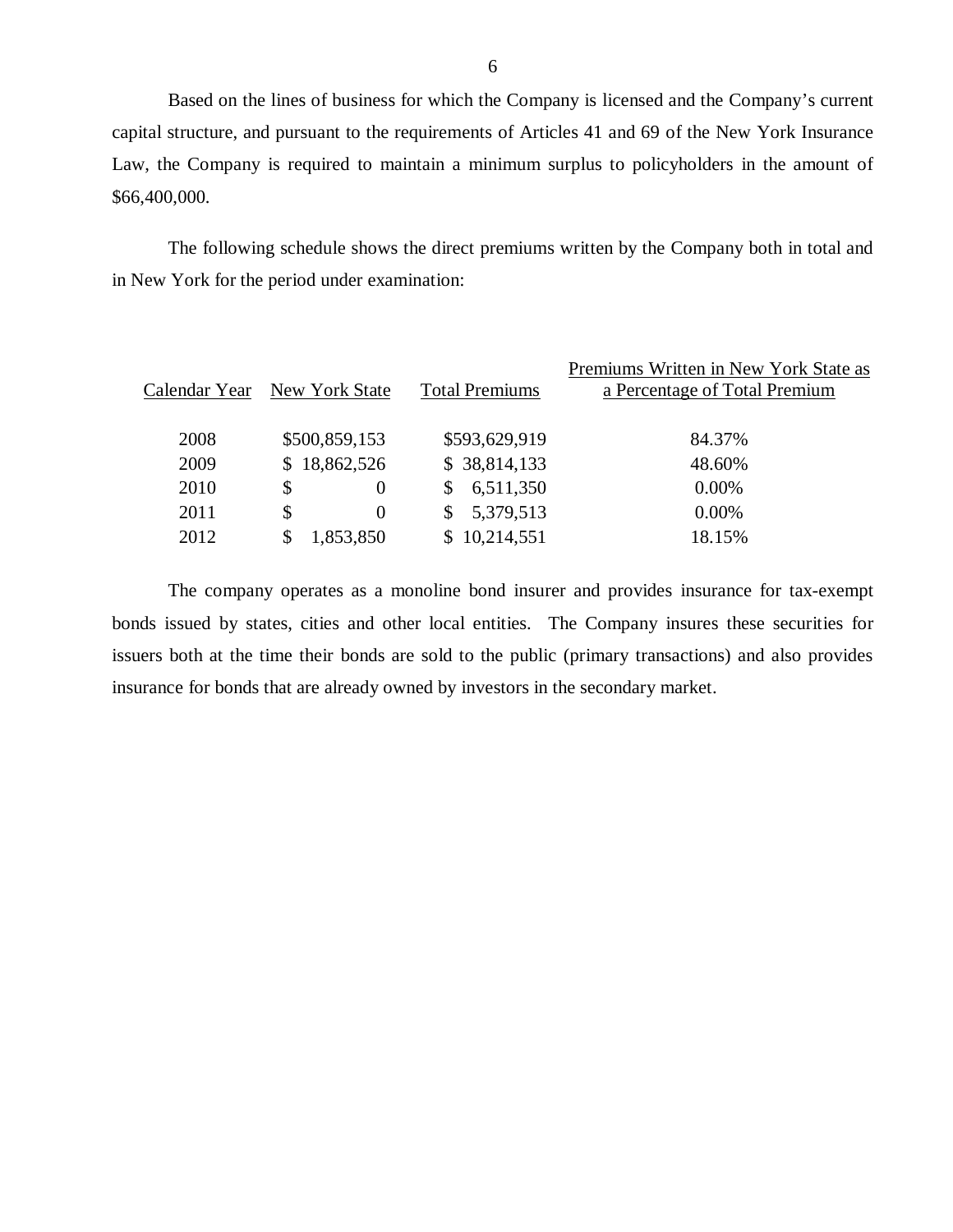Based on the lines of business for which the Company is licensed and the Company's current capital structure, and pursuant to the requirements of Articles 41 and 69 of the New York Insurance Law, the Company is required to maintain a minimum surplus to policyholders in the amount of $66,400,000.

The following schedule shows the direct premiums written by the Company both in total and in New York for the period under examination:

| Calendar Year | New York State | Total Premiums | Premiums Written in New York State as a Percentage of Total Premium |
|---|---|---|---|
| 2008 | $500,859,153 | $593,629,919 | 84.37% |
| 2009 | $ 18,862,526 | $ 38,814,133 | 48.60% |
| 2010 | $ 0 | $ 6,511,350 | 0.00% |
| 2011 | $ 0 | $ 5,379,513 | 0.00% |
| 2012 | $ 1,853,850 | $ 10,214,551 | 18.15% |

The company operates as a monoline bond insurer and provides insurance for tax-exempt bonds issued by states, cities and other local entities. The Company insures these securities for issuers both at the time their bonds are sold to the public (primary transactions) and also provides insurance for bonds that are already owned by investors in the secondary market.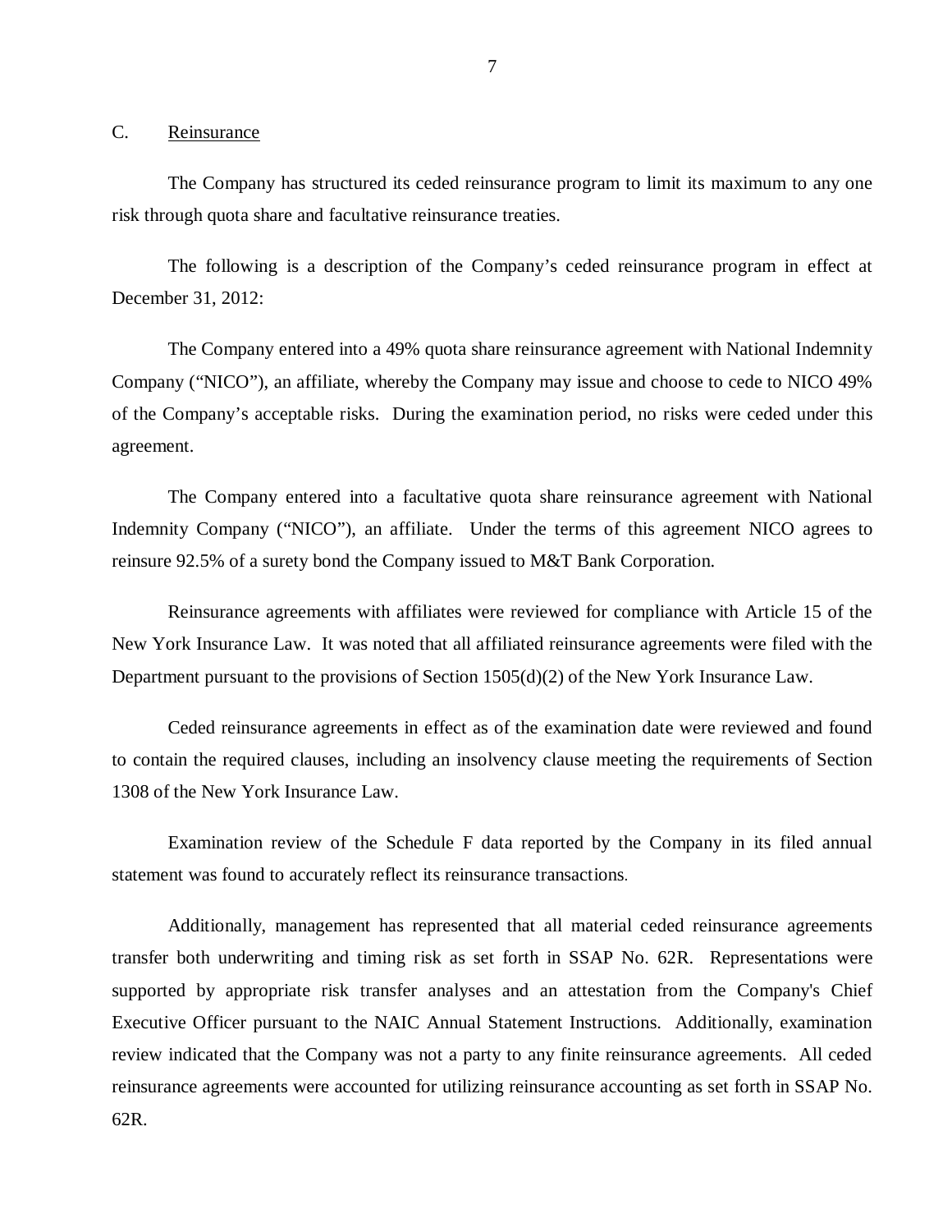## C. Reinsurance

The Company has structured its ceded reinsurance program to limit its maximum to any one risk through quota share and facultative reinsurance treaties.

The following is a description of the Company's ceded reinsurance program in effect at December 31, 2012:

The Company entered into a 49% quota share reinsurance agreement with National Indemnity Company ("NICO"), an affiliate, whereby the Company may issue and choose to cede to NICO 49% of the Company's acceptable risks. During the examination period, no risks were ceded under this agreement.

The Company entered into a facultative quota share reinsurance agreement with National Indemnity Company ("NICO"), an affiliate. Under the terms of this agreement NICO agrees to reinsure 92.5% of a surety bond the Company issued to M&T Bank Corporation.

Reinsurance agreements with affiliates were reviewed for compliance with Article 15 of the New York Insurance Law. It was noted that all affiliated reinsurance agreements were filed with the Department pursuant to the provisions of Section 1505(d)(2) of the New York Insurance Law.

Ceded reinsurance agreements in effect as of the examination date were reviewed and found to contain the required clauses, including an insolvency clause meeting the requirements of Section 1308 of the New York Insurance Law.

Examination review of the Schedule F data reported by the Company in its filed annual statement was found to accurately reflect its reinsurance transactions.

Additionally, management has represented that all material ceded reinsurance agreements transfer both underwriting and timing risk as set forth in SSAP No. 62R. Representations were supported by appropriate risk transfer analyses and an attestation from the Company's Chief Executive Officer pursuant to the NAIC Annual Statement Instructions. Additionally, examination review indicated that the Company was not a party to any finite reinsurance agreements. All ceded reinsurance agreements were accounted for utilizing reinsurance accounting as set forth in SSAP No. 62R.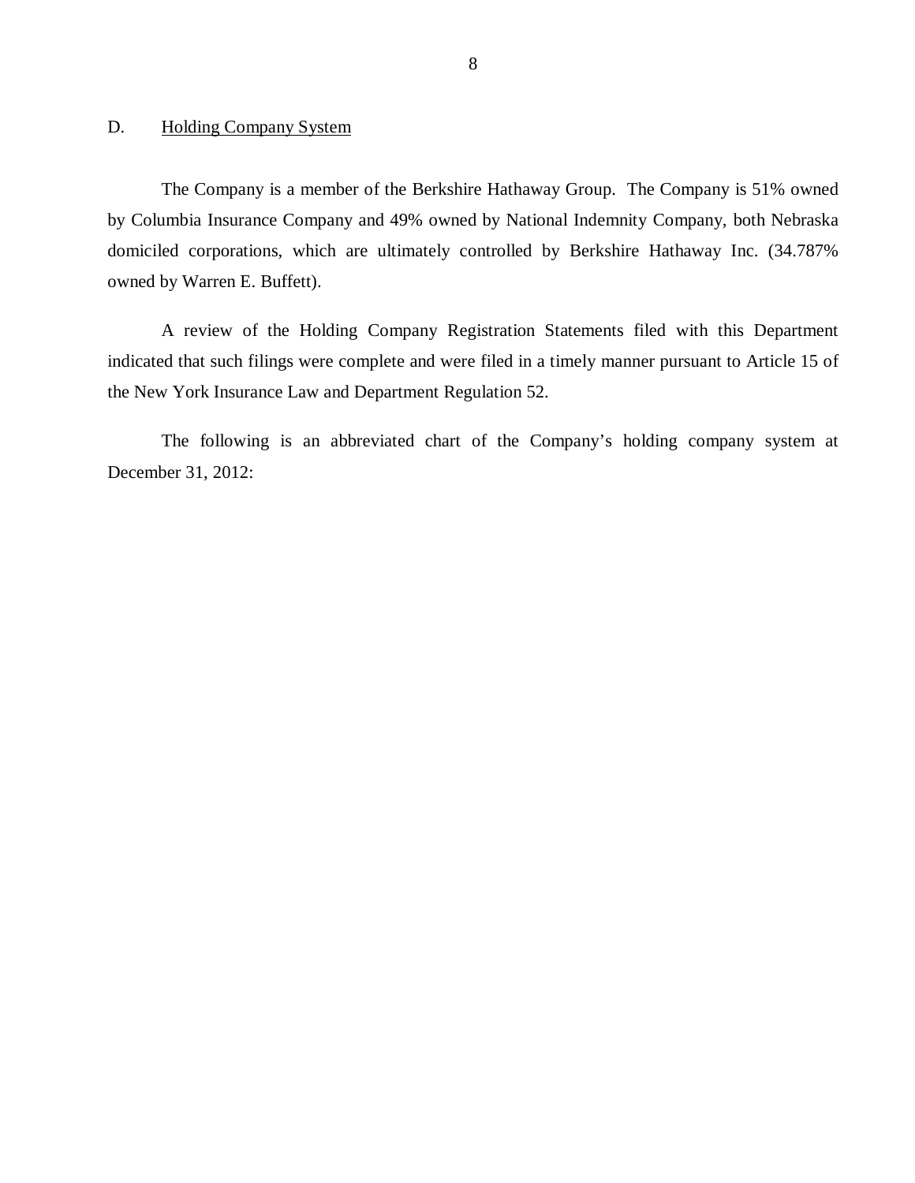## D. Holding Company System

The Company is a member of the Berkshire Hathaway Group. The Company is 51% owned by Columbia Insurance Company and 49% owned by National Indemnity Company, both Nebraska domiciled corporations, which are ultimately controlled by Berkshire Hathaway Inc. (34.787% owned by Warren E. Buffett).

A review of the Holding Company Registration Statements filed with this Department indicated that such filings were complete and were filed in a timely manner pursuant to Article 15 of the New York Insurance Law and Department Regulation 52.

The following is an abbreviated chart of the Company's holding company system at December 31, 2012: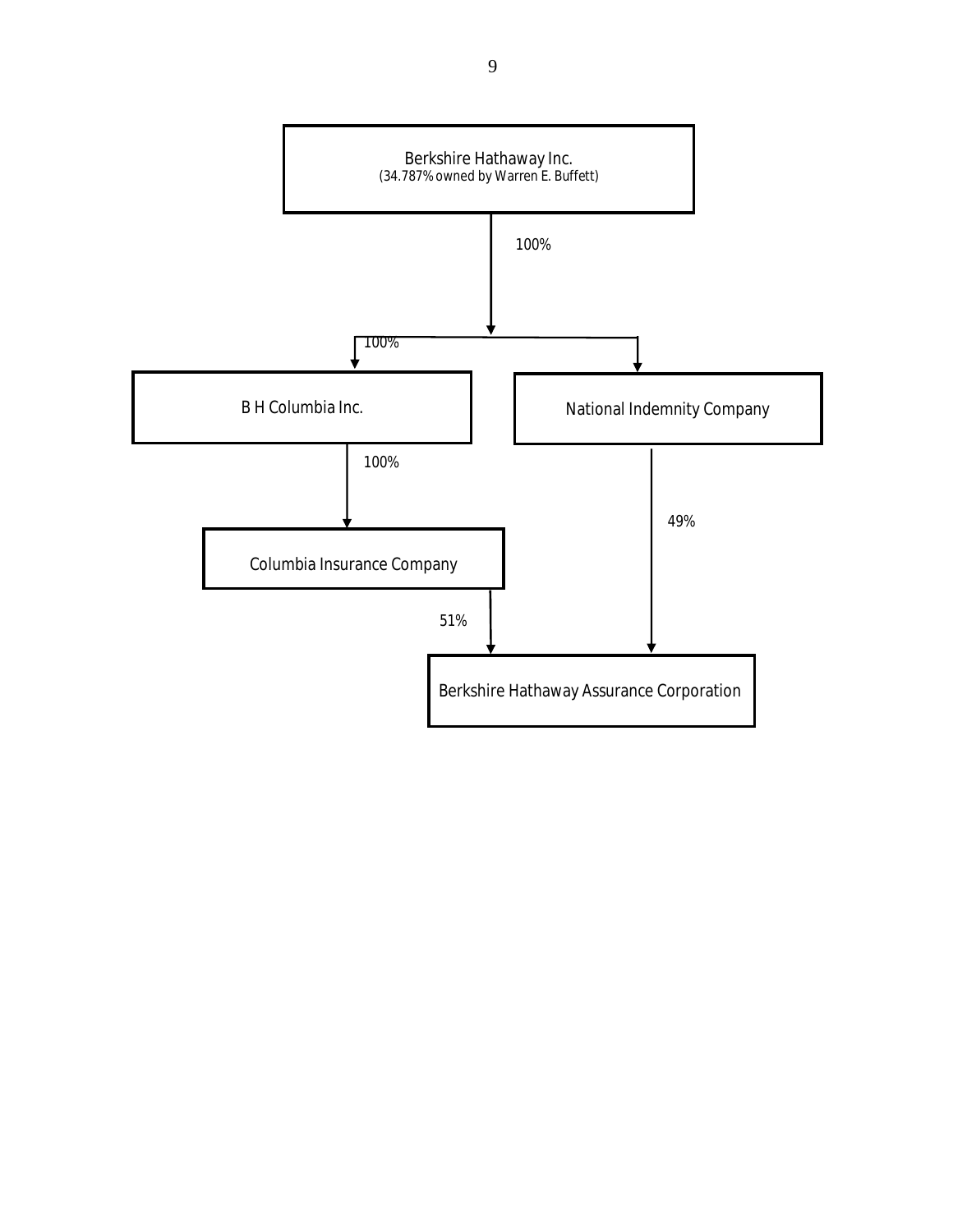Berkshire Hathaway Inc.
(34.787% owned by Warren E. Buffett)

100%

100%

B H Columbia Inc.

National Indemnity Company

100%

49%

Columbia Insurance Company

51%

Berkshire Hathaway Assurance Corporation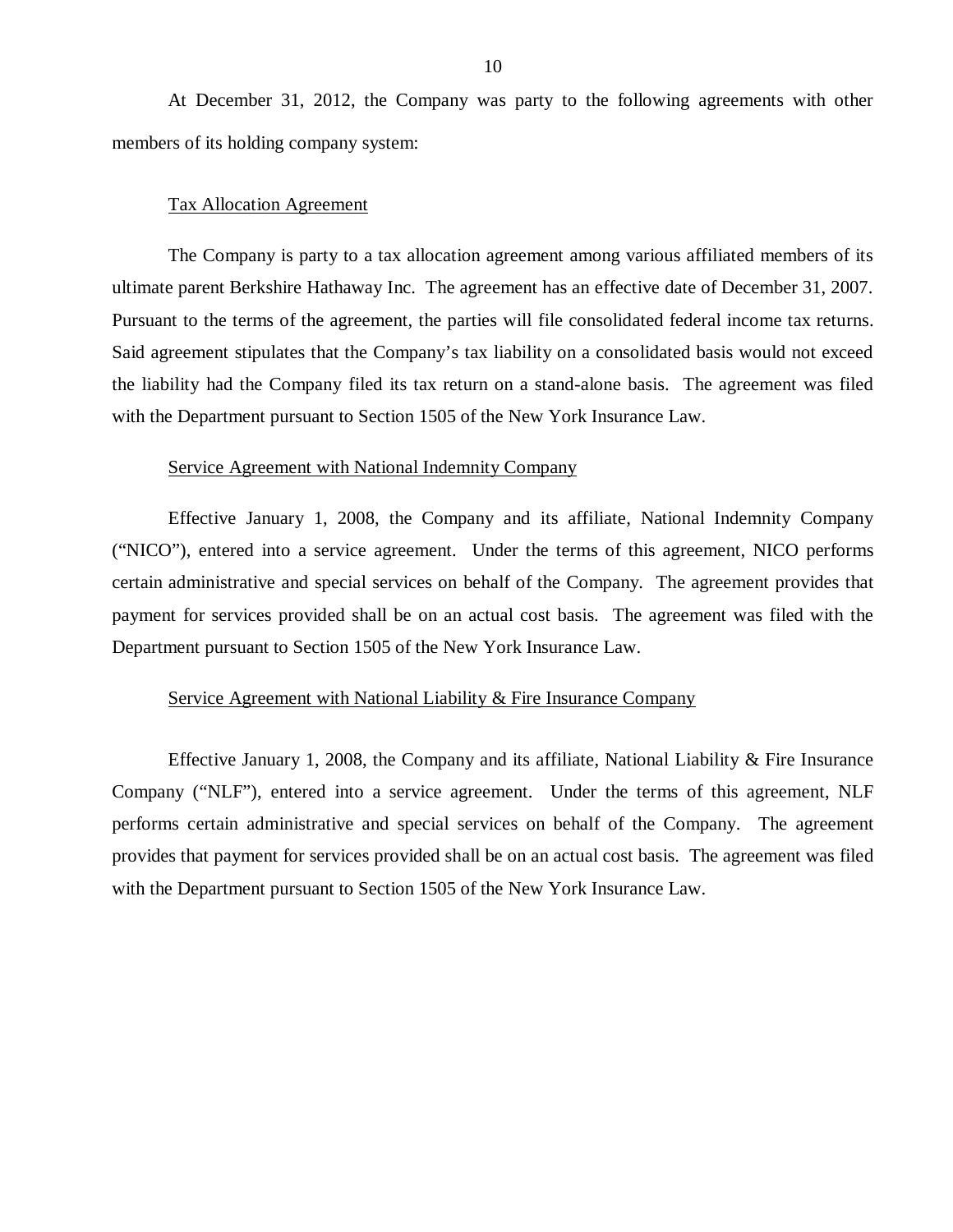At December 31, 2012, the Company was party to the following agreements with other members of its holding company system:

Tax Allocation Agreement

The Company is party to a tax allocation agreement among various affiliated members of its ultimate parent Berkshire Hathaway Inc. The agreement has an effective date of December 31, 2007. Pursuant to the terms of the agreement, the parties will file consolidated federal income tax returns. Said agreement stipulates that the Company's tax liability on a consolidated basis would not exceed the liability had the Company filed its tax return on a stand-alone basis. The agreement was filed with the Department pursuant to Section 1505 of the New York Insurance Law.

Service Agreement with National Indemnity Company

Effective January 1, 2008, the Company and its affiliate, National Indemnity Company ("NICO"), entered into a service agreement. Under the terms of this agreement, NICO performs certain administrative and special services on behalf of the Company. The agreement provides that payment for services provided shall be on an actual cost basis. The agreement was filed with the Department pursuant to Section 1505 of the New York Insurance Law.

Service Agreement with National Liability & Fire Insurance Company

Effective January 1, 2008, the Company and its affiliate, National Liability & Fire Insurance Company ("NLF"), entered into a service agreement. Under the terms of this agreement, NLF performs certain administrative and special services on behalf of the Company. The agreement provides that payment for services provided shall be on an actual cost basis. The agreement was filed with the Department pursuant to Section 1505 of the New York Insurance Law.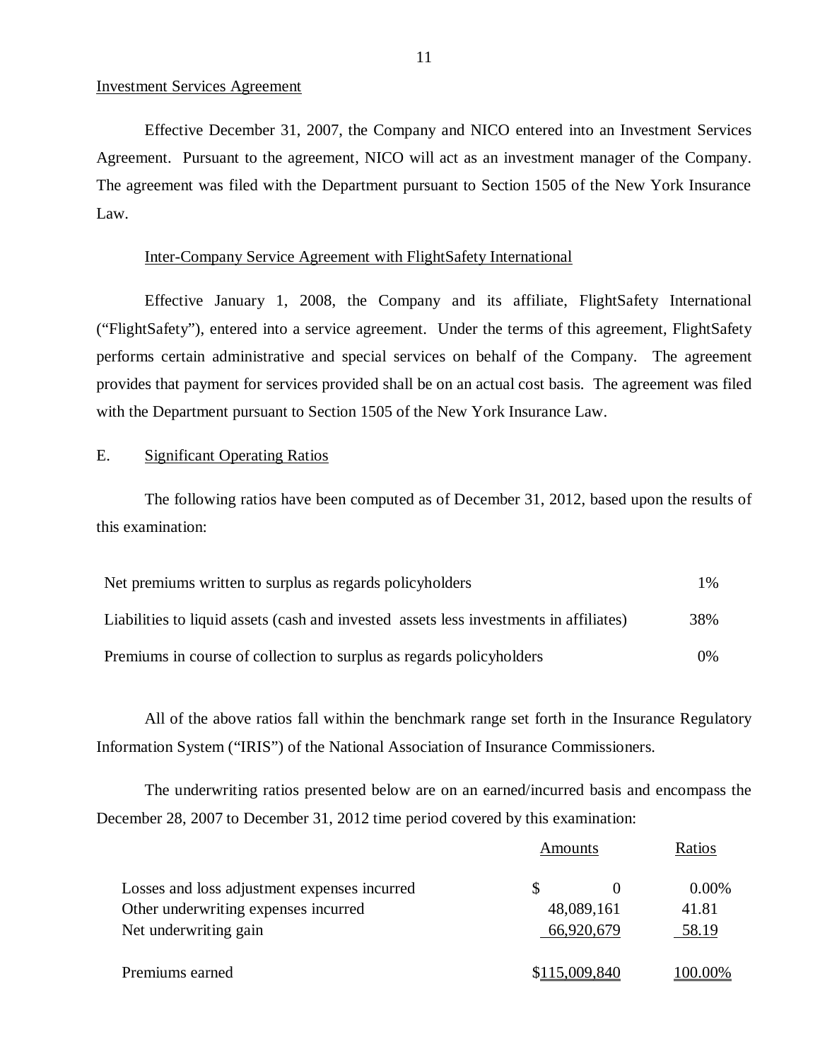Investment Services Agreement

Effective December 31, 2007, the Company and NICO entered into an Investment Services Agreement. Pursuant to the agreement, NICO will act as an investment manager of the Company. The agreement was filed with the Department pursuant to Section 1505 of the New York Insurance Law.

Inter-Company Service Agreement with FlightSafety International

Effective January 1, 2008, the Company and its affiliate, FlightSafety International ("FlightSafety"), entered into a service agreement. Under the terms of this agreement, FlightSafety performs certain administrative and special services on behalf of the Company. The agreement provides that payment for services provided shall be on an actual cost basis. The agreement was filed with the Department pursuant to Section 1505 of the New York Insurance Law.

## E. Significant Operating Ratios

The following ratios have been computed as of December 31, 2012, based upon the results of this examination:

| | |
|---|---|
| Net premiums written to surplus as regards policyholders | 1% |
| Liabilities to liquid assets (cash and invested assets less investments in affiliates) | 38% |
| Premiums in course of collection to surplus as regards policyholders | 0% |

All of the above ratios fall within the benchmark range set forth in the Insurance Regulatory Information System ("IRIS") of the National Association of Insurance Commissioners.

The underwriting ratios presented below are on an earned/incurred basis and encompass the December 28, 2007 to December 31, 2012 time period covered by this examination:

| | Amounts | Ratios |
|---|---|---|
| Losses and loss adjustment expenses incurred | $ 0 | 0.00% |
| Other underwriting expenses incurred | 48,089,161 | 41.81 |
| Net underwriting gain | 66,920,679 | 58.19 |
| Premiums earned | $115,009,840 | 100.00% |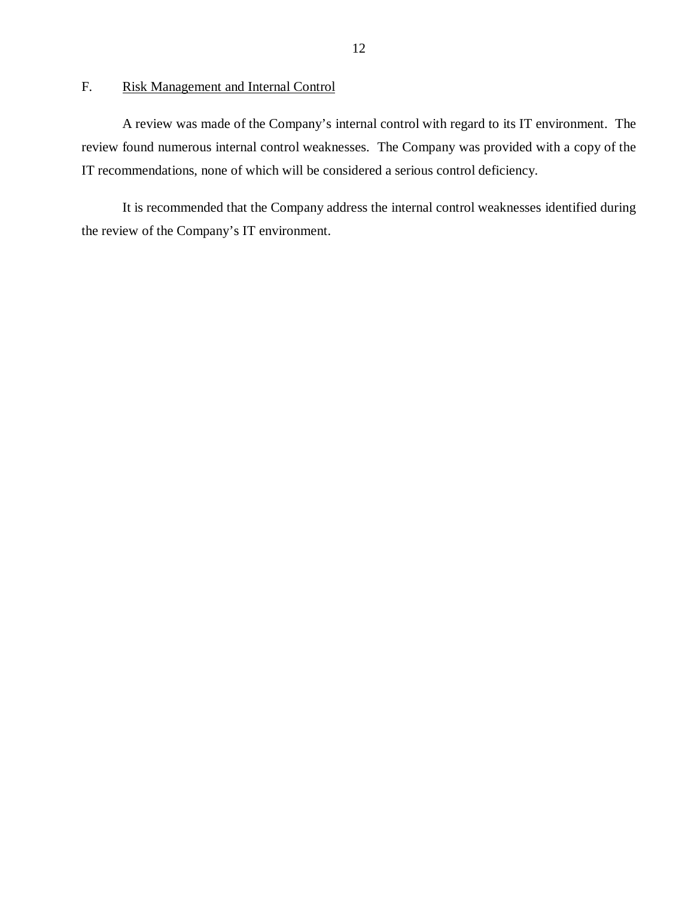## F. Risk Management and Internal Control

A review was made of the Company's internal control with regard to its IT environment. The review found numerous internal control weaknesses. The Company was provided with a copy of the IT recommendations, none of which will be considered a serious control deficiency.

It is recommended that the Company address the internal control weaknesses identified during the review of the Company's IT environment.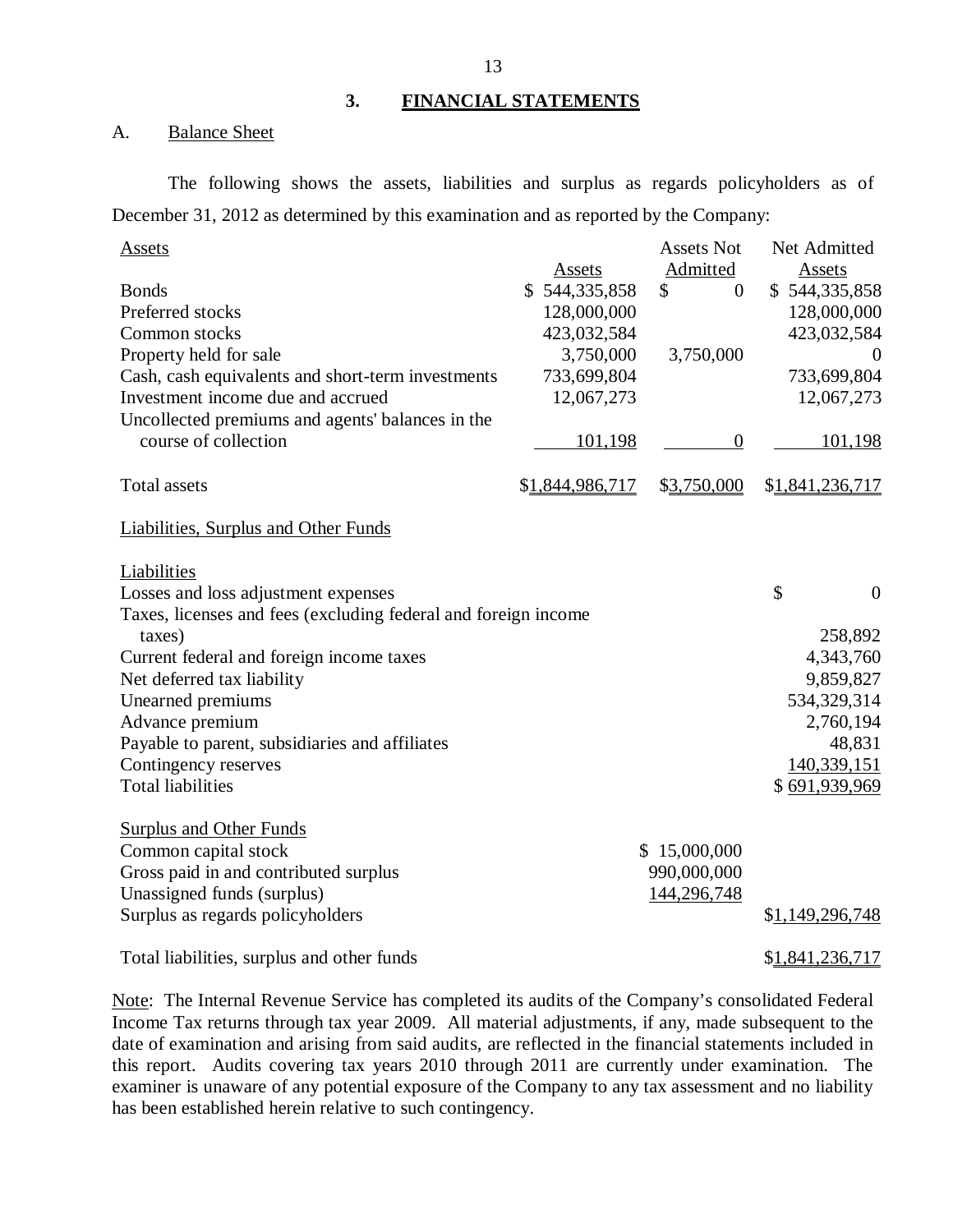## 3. FINANCIAL STATEMENTS

### A. Balance Sheet

The following shows the assets, liabilities and surplus as regards policyholders as of December 31, 2012 as determined by this examination and as reported by the Company:

| Assets | Assets | Assets Not Admitted | Net Admitted Assets |
|---|---|---|---|
| Bonds | $ 544,335,858 | $ 0 | $ 544,335,858 |
| Preferred stocks | 128,000,000 | | 128,000,000 |
| Common stocks | 423,032,584 | | 423,032,584 |
| Property held for sale | 3,750,000 | 3,750,000 | 0 |
| Cash, cash equivalents and short-term investments | 733,699,804 | | 733,699,804 |
| Investment income due and accrued | 12,067,273 | | 12,067,273 |
| Uncollected premiums and agents' balances in the course of collection | 101,198 | 0 | 101,198 |
| Total assets | $1,844,986,717 | $3,750,000 | $1,841,236,717 |

| Liabilities, Surplus and Other Funds | | |
|---|---|---|
| **Liabilities** | | |
| Losses and loss adjustment expenses | | $ 0 |
| Taxes, licenses and fees (excluding federal and foreign income taxes) | | 258,892 |
| Current federal and foreign income taxes | | 4,343,760 |
| Net deferred tax liability | | 9,859,827 |
| Unearned premiums | | 534,329,314 |
| Advance premium | | 2,760,194 |
| Payable to parent, subsidiaries and affiliates | | 48,831 |
| Contingency reserves | | 140,339,151 |
| Total liabilities | | $ 691,939,969 |
| **Surplus and Other Funds** | | |
| Common capital stock | $ 15,000,000 | |
| Gross paid in and contributed surplus | 990,000,000 | |
| Unassigned funds (surplus) | 144,296,748 | |
| Surplus as regards policyholders | | $1,149,296,748 |
| Total liabilities, surplus and other funds | | $1,841,236,717 |

Note: The Internal Revenue Service has completed its audits of the Company's consolidated Federal Income Tax returns through tax year 2009. All material adjustments, if any, made subsequent to the date of examination and arising from said audits, are reflected in the financial statements included in this report. Audits covering tax years 2010 through 2011 are currently under examination. The examiner is unaware of any potential exposure of the Company to any tax assessment and no liability has been established herein relative to such contingency.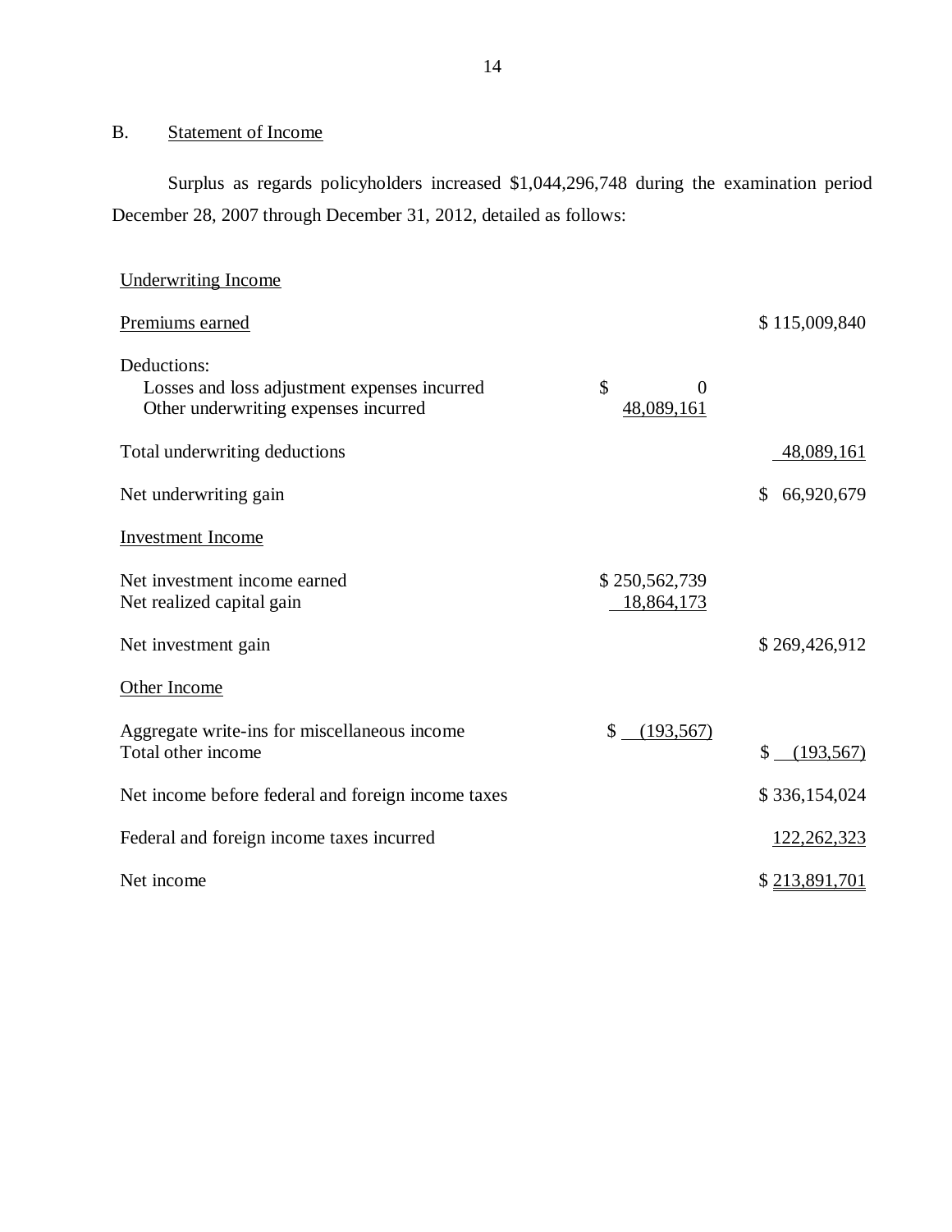## B. Statement of Income

Surplus as regards policyholders increased $1,044,296,748 during the examination period December 28, 2007 through December 31, 2012, detailed as follows:

| | | |
|---|---|---|
| Underwriting Income | | |
| Premiums earned | | $ 115,009,840 |
| Deductions: | | |
| Losses and loss adjustment expenses incurred | $ 0 | |
| Other underwriting expenses incurred | 48,089,161 | |
| Total underwriting deductions | | 48,089,161 |
| Net underwriting gain | | $ 66,920,679 |
| Investment Income | | |
| Net investment income earned | $ 250,562,739 | |
| Net realized capital gain | 18,864,173 | |
| Net investment gain | | $ 269,426,912 |
| Other Income | | |
| Aggregate write-ins for miscellaneous income | $ (193,567) | |
| Total other income | | $ (193,567) |
| Net income before federal and foreign income taxes | | $ 336,154,024 |
| Federal and foreign income taxes incurred | | 122,262,323 |
| Net income | | $ 213,891,701 |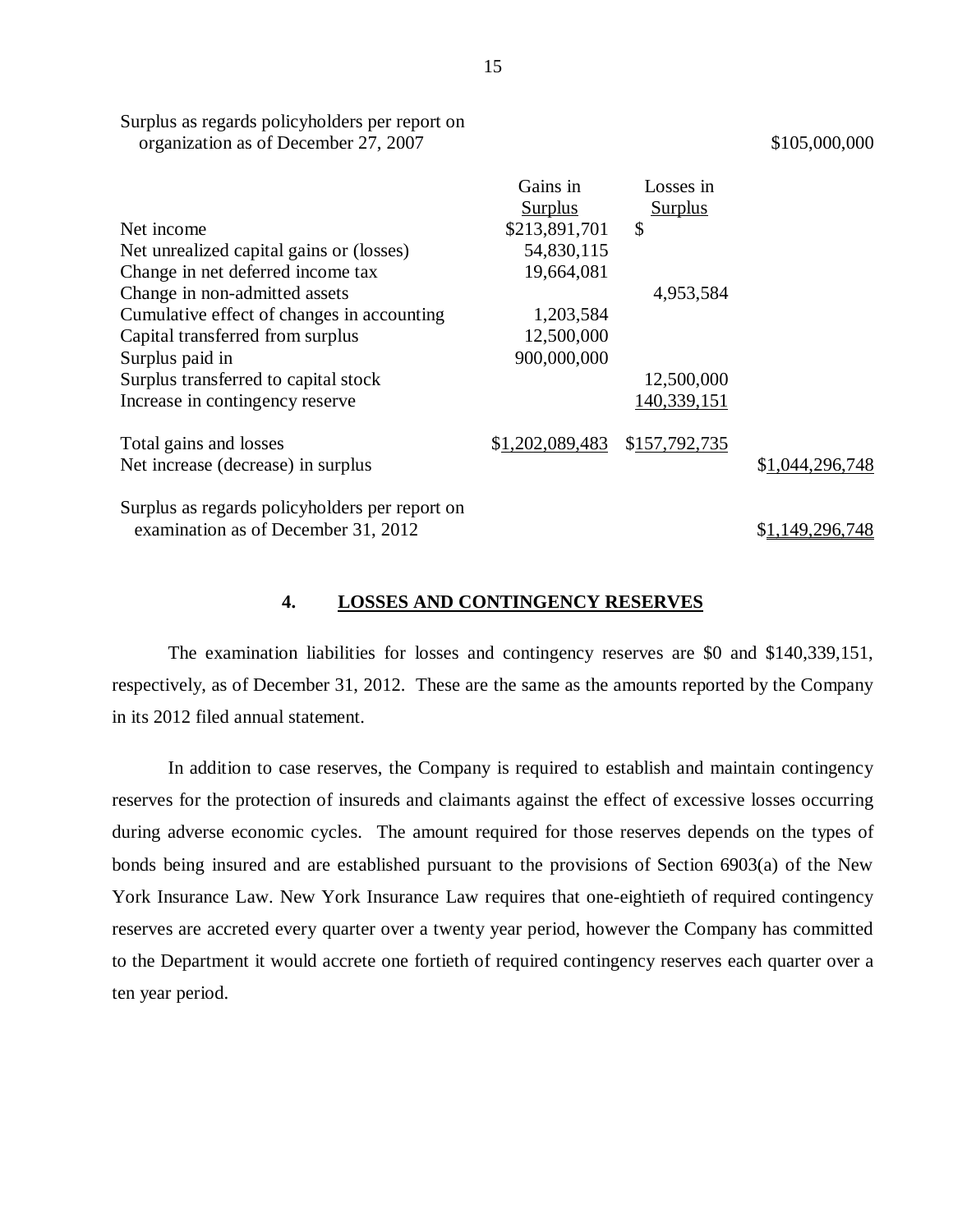| | Gains in Surplus | Losses in Surplus | |
|---|---|---|---|
| Surplus as regards policyholders per report on organization as of December 27, 2007 | | | $105,000,000 |
| Net income | $213,891,701 | $ | |
| Net unrealized capital gains or (losses) | 54,830,115 | | |
| Change in net deferred income tax | 19,664,081 | | |
| Change in non-admitted assets | | 4,953,584 | |
| Cumulative effect of changes in accounting | 1,203,584 | | |
| Capital transferred from surplus | 12,500,000 | | |
| Surplus paid in | 900,000,000 | | |
| Surplus transferred to capital stock | | 12,500,000 | |
| Increase in contingency reserve | | 140,339,151 | |
| Total gains and losses | $1,202,089,483 | $157,792,735 | |
| Net increase (decrease) in surplus | | | $1,044,296,748 |
| Surplus as regards policyholders per report on examination as of December 31, 2012 | | | $1,149,296,748 |

## 4. LOSSES AND CONTINGENCY RESERVES

The examination liabilities for losses and contingency reserves are $0 and $140,339,151, respectively, as of December 31, 2012. These are the same as the amounts reported by the Company in its 2012 filed annual statement.

In addition to case reserves, the Company is required to establish and maintain contingency reserves for the protection of insureds and claimants against the effect of excessive losses occurring during adverse economic cycles. The amount required for those reserves depends on the types of bonds being insured and are established pursuant to the provisions of Section 6903(a) of the New York Insurance Law. New York Insurance Law requires that one-eightieth of required contingency reserves are accreted every quarter over a twenty year period, however the Company has committed to the Department it would accrete one fortieth of required contingency reserves each quarter over a ten year period.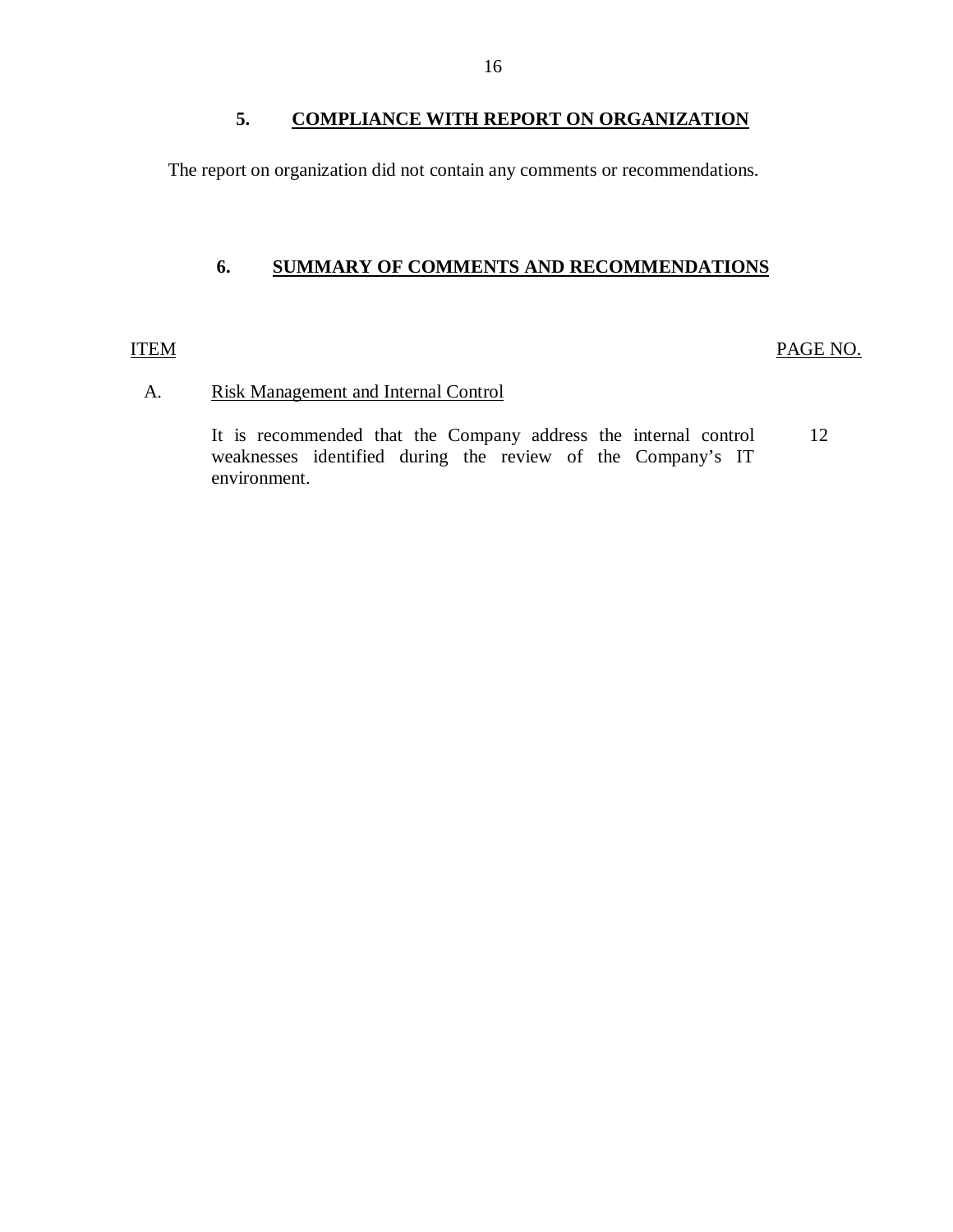## 5. COMPLIANCE WITH REPORT ON ORGANIZATION

The report on organization did not contain any comments or recommendations.

## 6. SUMMARY OF COMMENTS AND RECOMMENDATIONS

| ITEM | | PAGE NO. |
|---|---|---|
| A. | Risk Management and Internal Control | |
| | It is recommended that the Company address the internal control weaknesses identified during the review of the Company's IT environment. | 12 |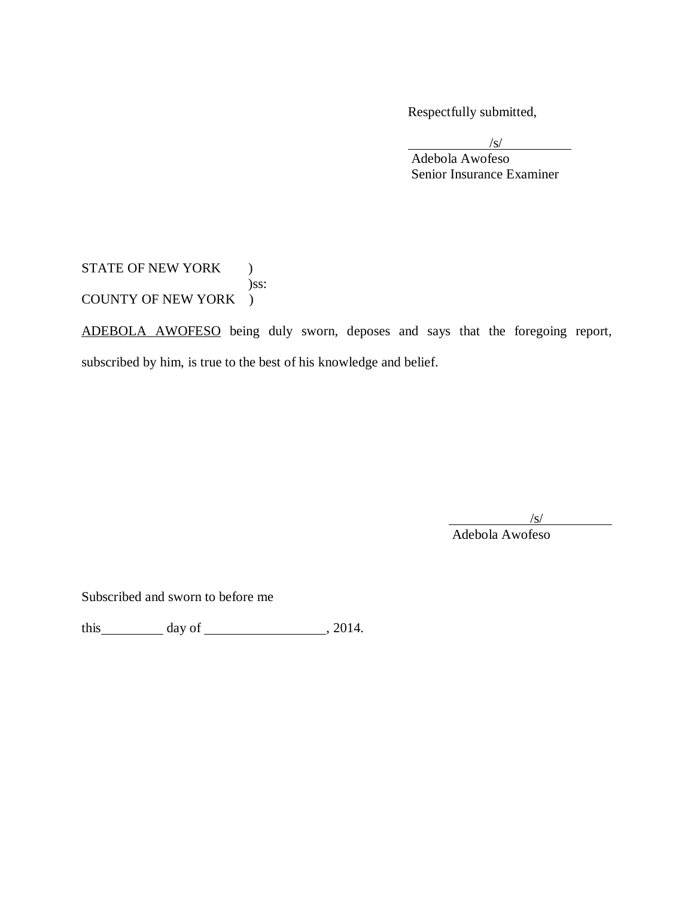Respectfully submitted,

/s/

Adebola Awofeso
Senior Insurance Examiner

STATE OF NEW YORK )
)ss:
COUNTY OF NEW YORK )

<u>ADEBOLA AWOFESO</u> being duly sworn, deposes and says that the foregoing report, subscribed by him, is true to the best of his knowledge and belief.

/s/

Adebola Awofeso

Subscribed and sworn to before me

this__________ day of __________________, 2014.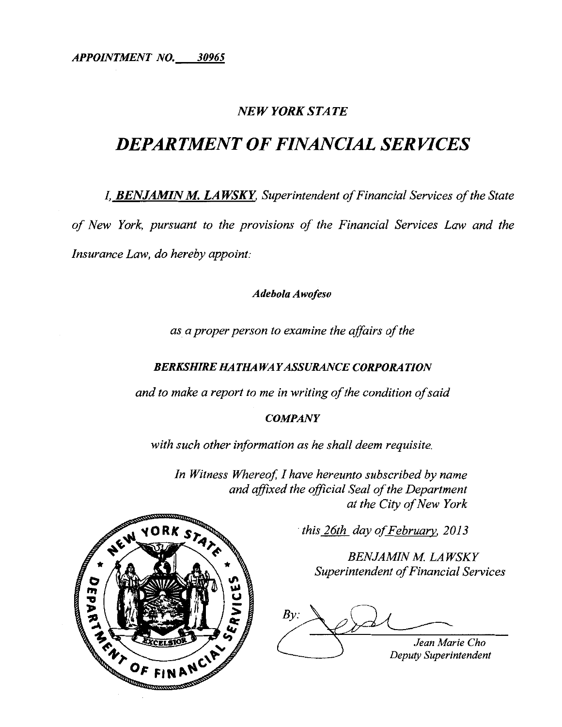*APPOINTMENT NO.* ***30965***

*NEW YORK STATE*

# *DEPARTMENT OF FINANCIAL SERVICES*

*I, **BENJAMIN M. LAWSKY**, Superintendent of Financial Services of the State of New York, pursuant to the provisions of the Financial Services Law and the Insurance Law, do hereby appoint:*

***Adebola Awofeso***

*as a proper person to examine the affairs of the*

***BERKSHIRE HATHAWAY ASSURANCE CORPORATION***

*and to make a report to me in writing of the condition of said*

***COMPANY***

*with such other information as he shall deem requisite.*

*In Witness Whereof, I have hereunto subscribed by name and affixed the official Seal of the Department at the City of New York*

*this 26th day of February, 2013*

*BENJAMIN M. LAWSKY*
*Superintendent of Financial Services*

*By:*

*Jean Marie Cho*
*Deputy Superintendent*